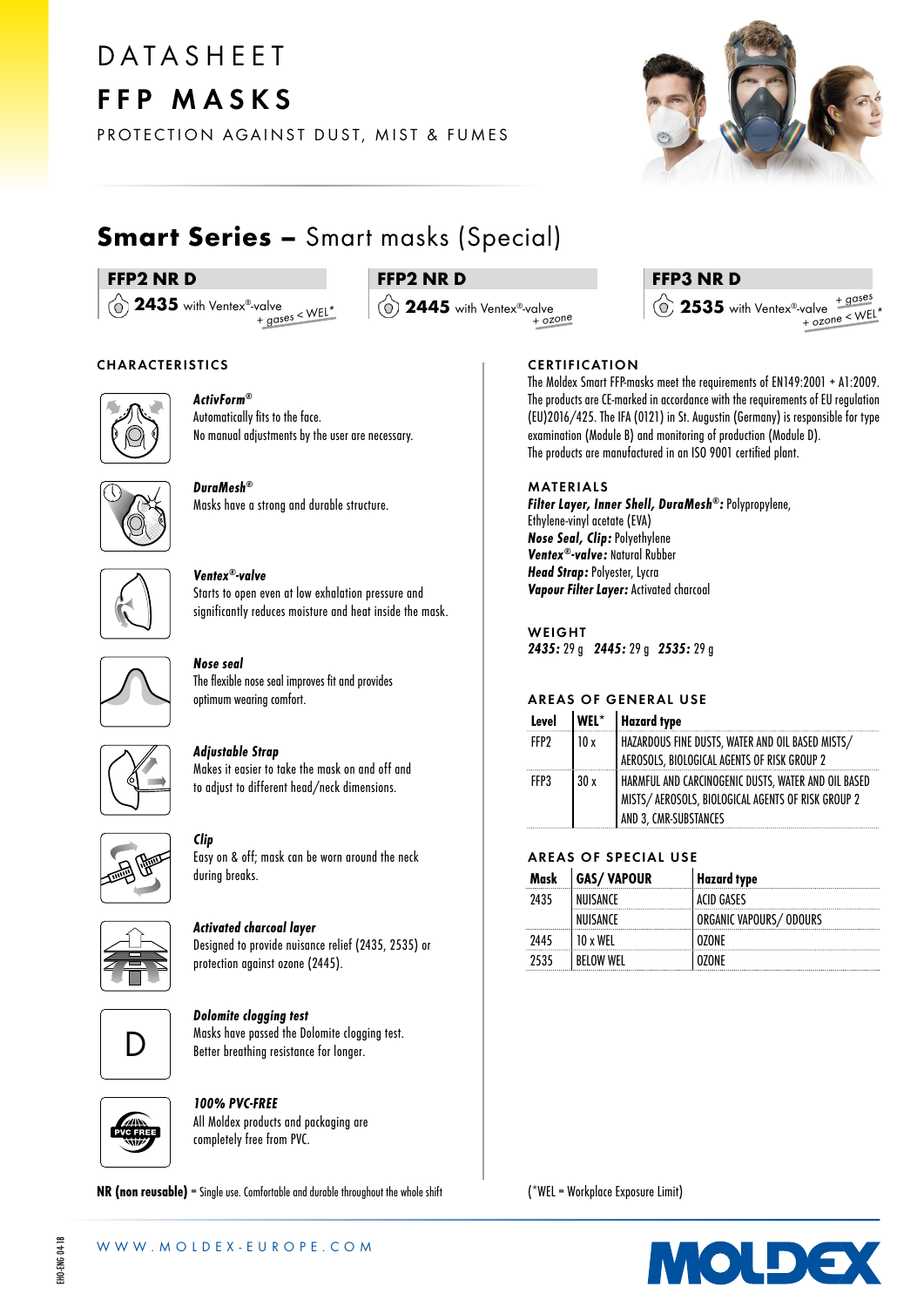# DATASHEET
# FFP MASKS

PROTECTION AGAINST DUST, MIST & FUMES

## Smart Series – Smart masks (Special)

**FFP2 NR D**
**2435** with Ventex®-valve + gases < WEL*

**FFP2 NR D**
**2445** with Ventex®-valve + ozone

**FFP3 NR D**
**2535** with Ventex®-valve + gases + ozone < WEL*

### CHARACTERISTICS

***ActivForm®***
Automatically fits to the face.
No manual adjustments by the user are necessary.

***DuraMesh®***
Masks have a strong and durable structure.

***Ventex®-valve***
Starts to open even at low exhalation pressure and significantly reduces moisture and heat inside the mask.

***Nose seal***
The flexible nose seal improves fit and provides optimum wearing comfort.

***Adjustable Strap***
Makes it easier to take the mask on and off and to adjust to different head/neck dimensions.

***Clip***
Easy on & off; mask can be worn around the neck during breaks.

***Activated charcoal layer***
Designed to provide nuisance relief (2435, 2535) or protection against ozone (2445).

***Dolomite clogging test***
Masks have passed the Dolomite clogging test.
Better breathing resistance for longer.

***100% PVC-FREE***
All Moldex products and packaging are completely free from PVC.

**NR (non reusable)** = Single use. Comfortable and durable throughout the whole shift

### CERTIFICATION

The Moldex Smart FFP-masks meet the requirements of EN149:2001 + A1:2009. The products are CE-marked in accordance with the requirements of EU regulation (EU)2016/425. The IFA (0121) in St. Augustin (Germany) is responsible for type examination (Module B) and monitoring of production (Module D).
The products are manufactured in an ISO 9001 certified plant.

### MATERIALS

***Filter Layer, Inner Shell, DuraMesh®:*** Polypropylene, Ethylene-vinyl acetate (EVA)
***Nose Seal, Clip:*** Polyethylene
***Ventex®-valve:*** Natural Rubber
***Head Strap:*** Polyester, Lycra
***Vapour Filter Layer:*** Activated charcoal

### WEIGHT

***2435:*** 29 g ***2445:*** 29 g ***2535:*** 29 g

### AREAS OF GENERAL USE

| Level | WEL* | Hazard type |
|---|---|---|
| FFP2 | 10 x | HAZARDOUS FINE DUSTS, WATER AND OIL BASED MISTS/ AEROSOLS, BIOLOGICAL AGENTS OF RISK GROUP 2 |
| FFP3 | 30 x | HARMFUL AND CARCINOGENIC DUSTS, WATER AND OIL BASED MISTS/ AEROSOLS, BIOLOGICAL AGENTS OF RISK GROUP 2 AND 3, CMR-SUBSTANCES |

### AREAS OF SPECIAL USE

| Mask | GAS/ VAPOUR | Hazard type |
|---|---|---|
| 2435 | NUISANCE | ACID GASES |
| | NUISANCE | ORGANIC VAPOURS/ ODOURS |
| 2445 | 10 x WEL | OZONE |
| 2535 | BELOW WEL | OZONE |

(*WEL = Workplace Exposure Limit)

WWW.MOLDEX-EUROPE.COM

EHO-ENG 04-18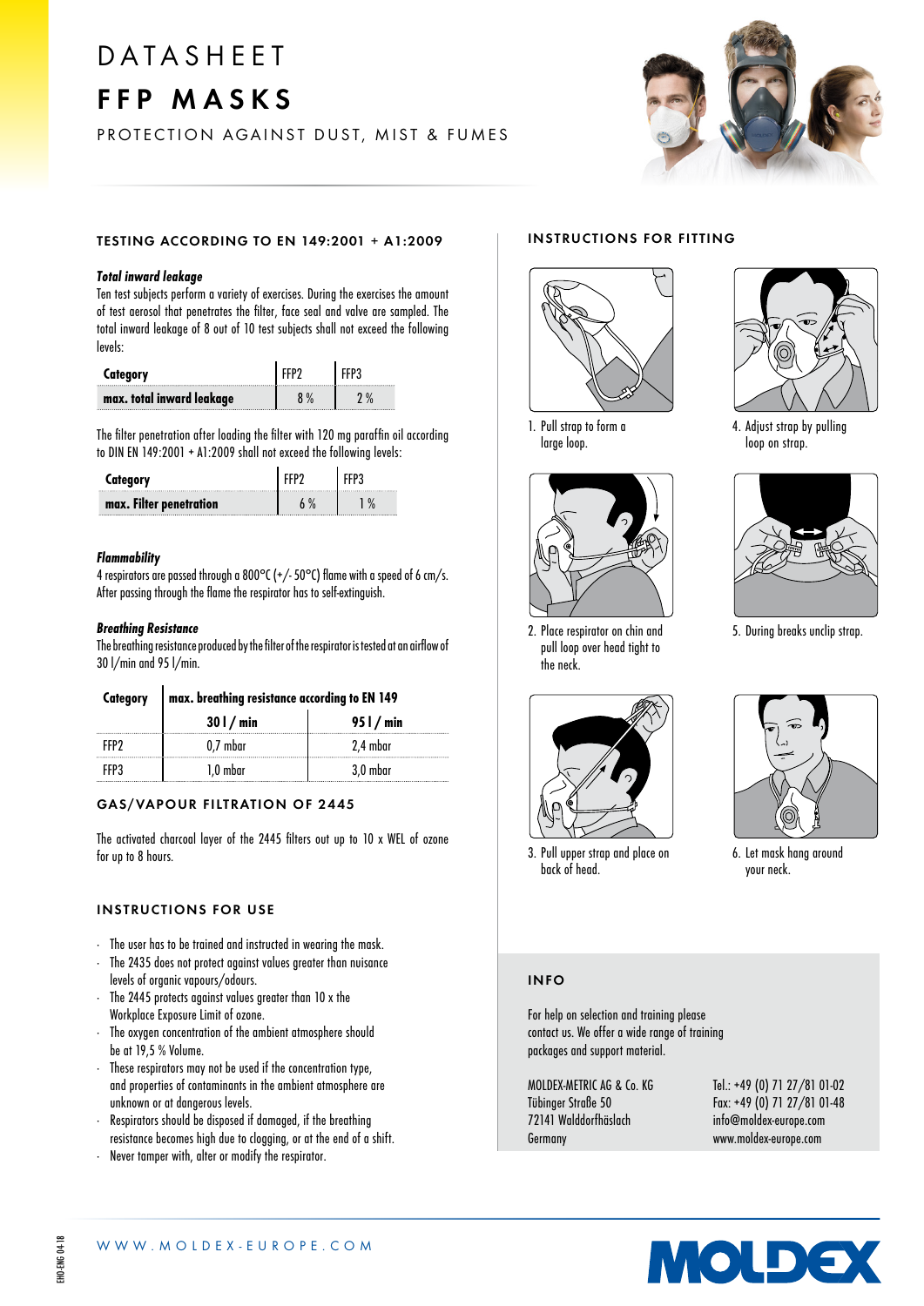# DATASHEET

# FFP MASKS

PROTECTION AGAINST DUST, MIST & FUMES

## TESTING ACCORDING TO EN 149:2001 + A1:2009

### *Total inward leakage*

Ten test subjects perform a variety of exercises. During the exercises the amount of test aerosol that penetrates the filter, face seal and valve are sampled. The total inward leakage of 8 out of 10 test subjects shall not exceed the following levels:

| Category | FFP2 | FFP3 |
|---|---|---|
| **max. total inward leakage** | 8 % | 2 % |

The filter penetration after loading the filter with 120 mg paraffin oil according to DIN EN 149:2001 + A1:2009 shall not exceed the following levels:

| Category | FFP2 | FFP3 |
|---|---|---|
| **max. Filter penetration** | 6 % | 1 % |

### *Flammability*

4 respirators are passed through a 800°C (+/- 50°C) flame with a speed of 6 cm/s. After passing through the flame the respirator has to self-extinguish.

### *Breathing Resistance*

The breathing resistance produced by the filter of the respirator is tested at an airflow of 30 l/min and 95 l/min.

| Category | max. breathing resistance according to EN 149 | |
|---|---|---|
| | 30 l / min | 95 l / min |
| FFP2 | 0,7 mbar | 2,4 mbar |
| FFP3 | 1,0 mbar | 3,0 mbar |

## GAS/VAPOUR FILTRATION OF 2445

The activated charcoal layer of the 2445 filters out up to 10 x WEL of ozone for up to 8 hours.

## INSTRUCTIONS FOR USE

- The user has to be trained and instructed in wearing the mask.
- The 2435 does not protect against values greater than nuisance levels of organic vapours/odours.
- The 2445 protects against values greater than 10 x the Workplace Exposure Limit of ozone.
- The oxygen concentration of the ambient atmosphere should be at 19,5 % Volume.
- These respirators may not be used if the concentration type, and properties of contaminants in the ambient atmosphere are unknown or at dangerous levels.
- Respirators should be disposed if damaged, if the breathing resistance becomes high due to clogging, or at the end of a shift.
- Never tamper with, alter or modify the respirator.

## INSTRUCTIONS FOR FITTING

1. Pull strap to form a large loop.
2. Place respirator on chin and pull loop over head tight to the neck.
3. Pull upper strap and place on back of head.
4. Adjust strap by pulling loop on strap.
5. During breaks unclip strap.
6. Let mask hang around your neck.

## INFO

For help on selection and training please contact us. We offer a wide range of training packages and support material.

MOLDEX-METRIC AG & Co. KG
Tübinger Straße 50
72141 Walddorfhäslach
Germany

Tel.: +49 (0) 71 27/81 01-02
Fax: +49 (0) 71 27/81 01-48
info@moldex-europe.com
www.moldex-europe.com

WWW.MOLDEX-EUROPE.COM

EHO-ENG 04-18

MOLDEX